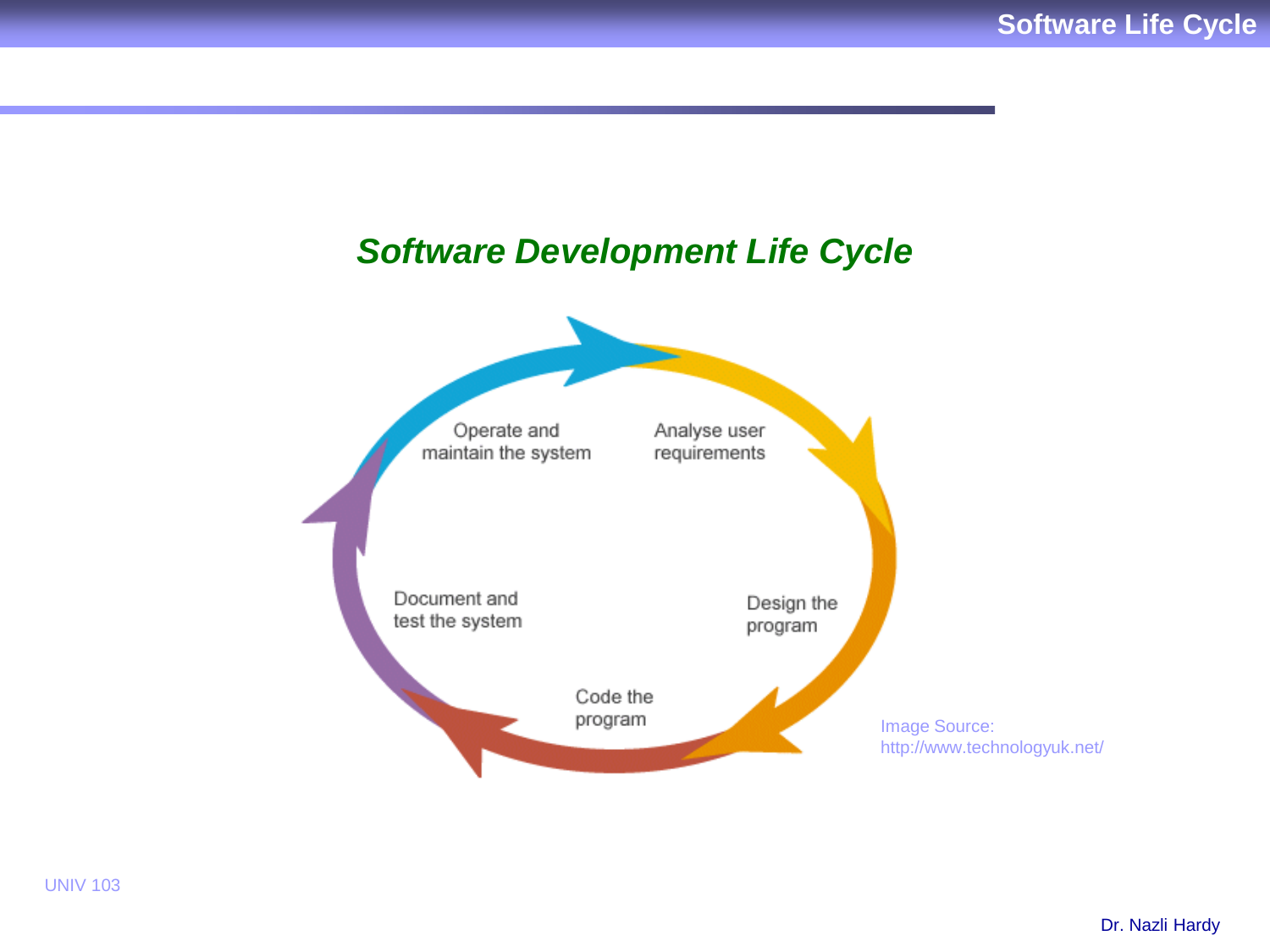# Software Development Life Cycle

Operate and maintain the system

Analyse user requirements

Design the program

Code the program

Document and test the system

Image Source: http://www.technologyuk.net/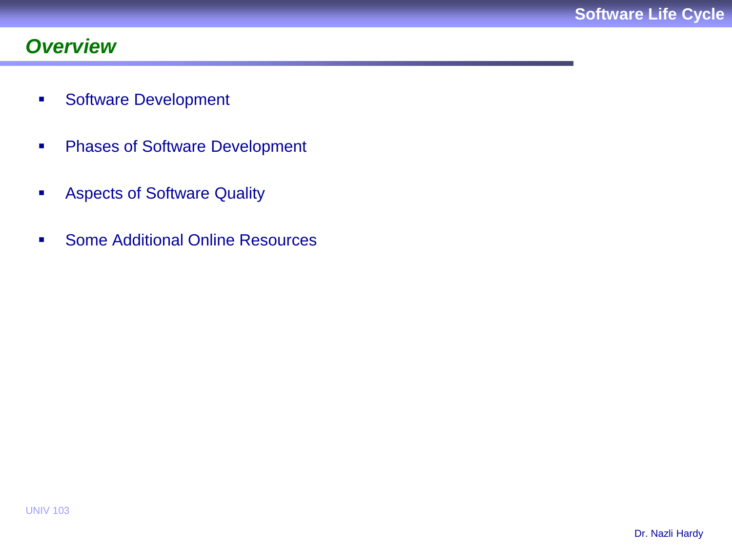## *Overview*

- Software Development
- Phases of Software Development
- Aspects of Software Quality
- Some Additional Online Resources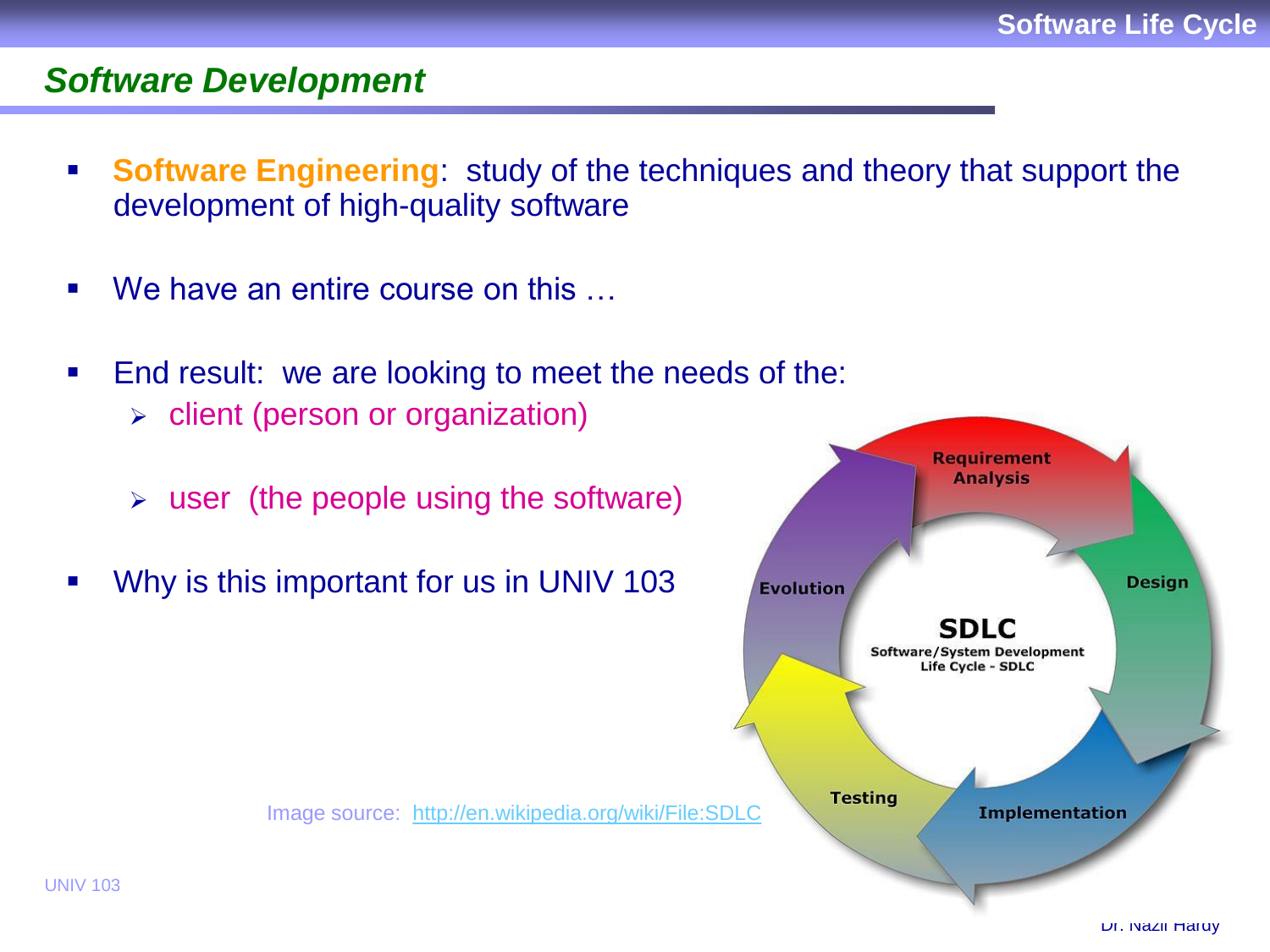## Software Development

- **Software Engineering**: study of the techniques and theory that support the development of high-quality software
- We have an entire course on this …
- End result: we are looking to meet the needs of the:
  - client (person or organization)
  - user (the people using the software)
- Why is this important for us in UNIV 103

Requirement Analysis → Design → Implementation → Testing → Evolution

SDLC
Software/System Development Life Cycle - SDLC

Image source: http://en.wikipedia.org/wiki/File:SDLC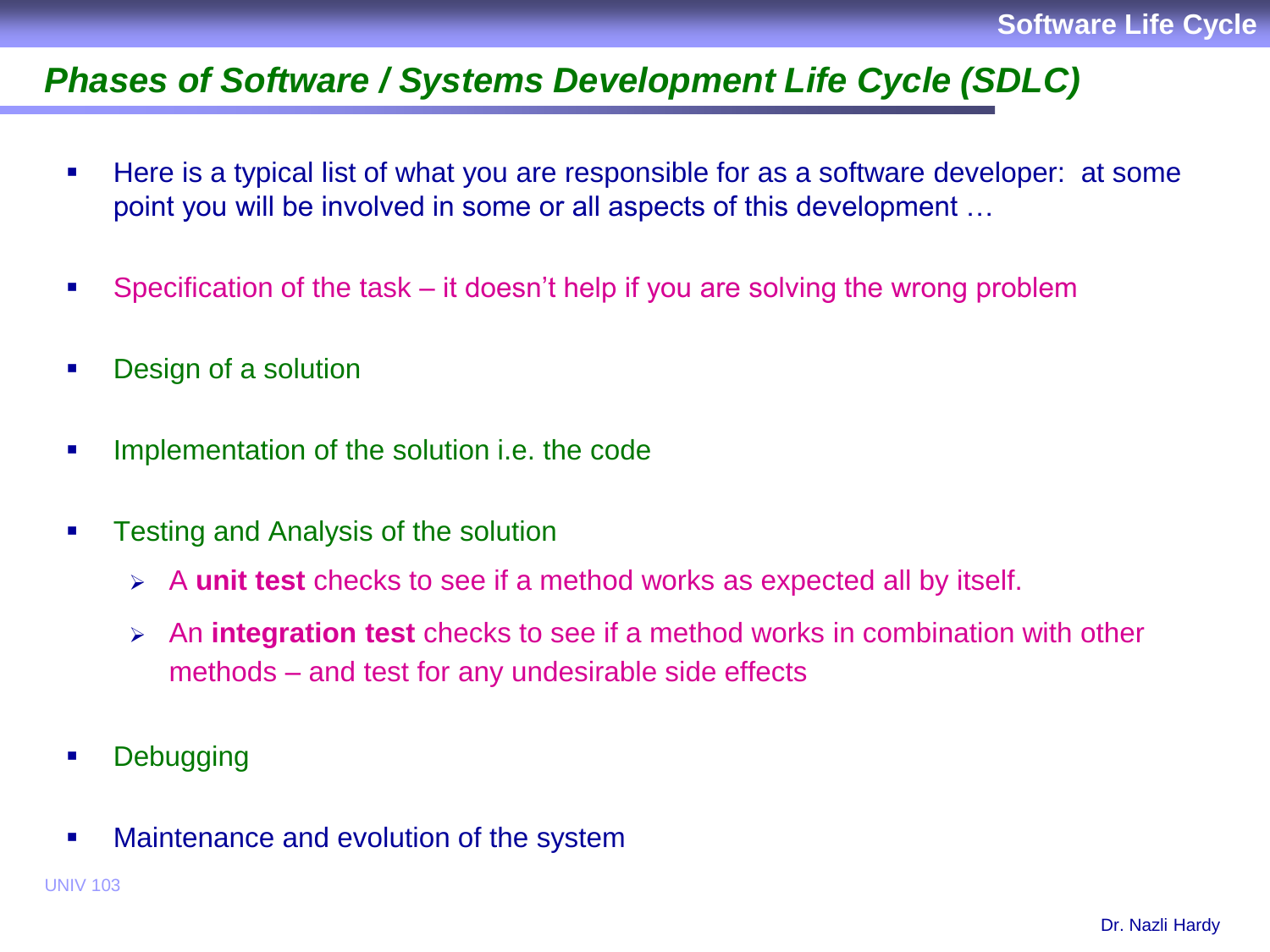## *Phases of Software / Systems Development Life Cycle (SDLC)*

- Here is a typical list of what you are responsible for as a software developer: at some point you will be involved in some or all aspects of this development …
- Specification of the task – it doesn't help if you are solving the wrong problem
- Design of a solution
- Implementation of the solution i.e. the code
- Testing and Analysis of the solution
  - A **unit test** checks to see if a method works as expected all by itself.
  - An **integration test** checks to see if a method works in combination with other methods – and test for any undesirable side effects
- Debugging
- Maintenance and evolution of the system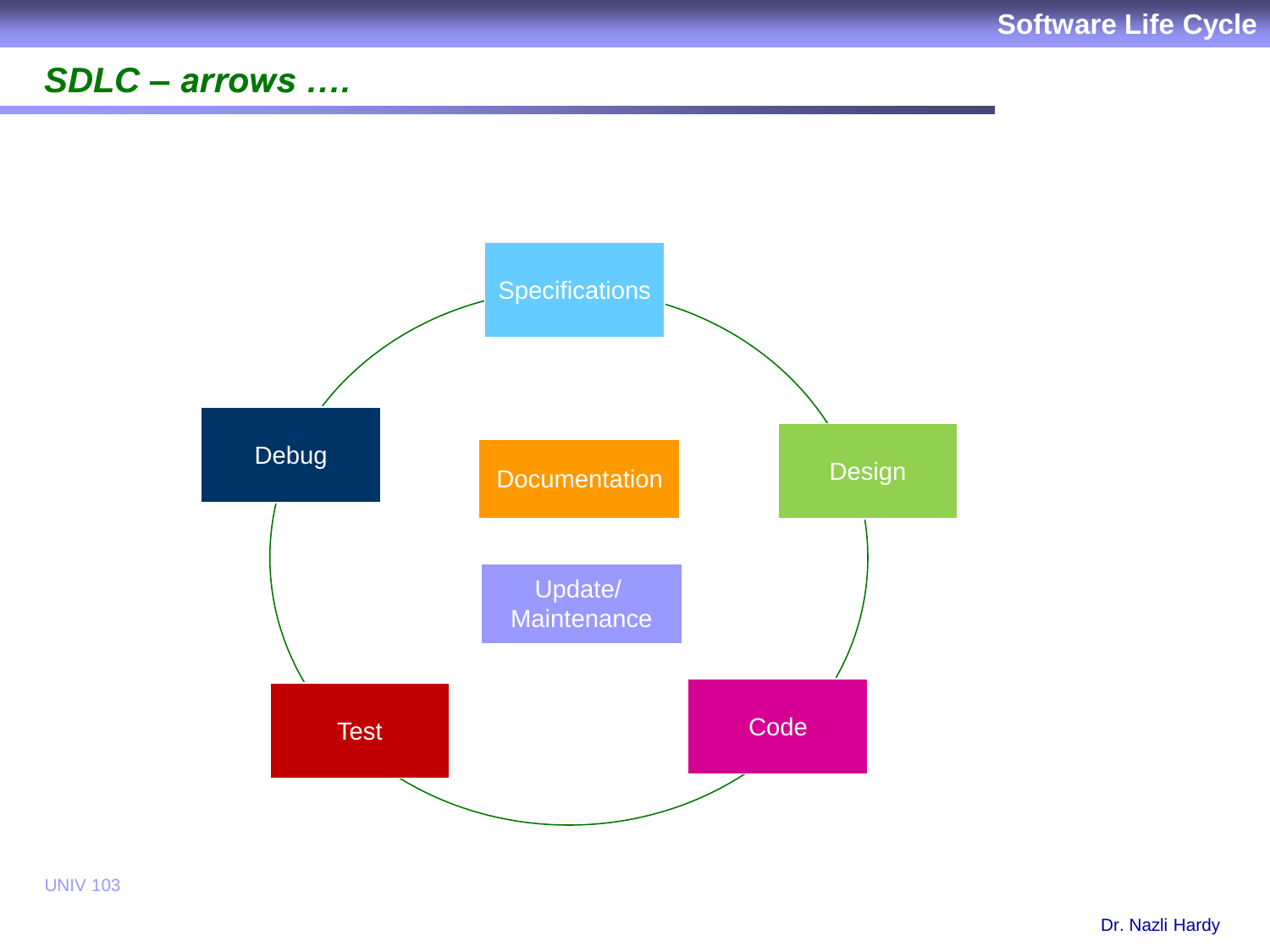## SDLC – arrows ….

Specifications

Design

Code

Test

Debug

Documentation

Update/ Maintenance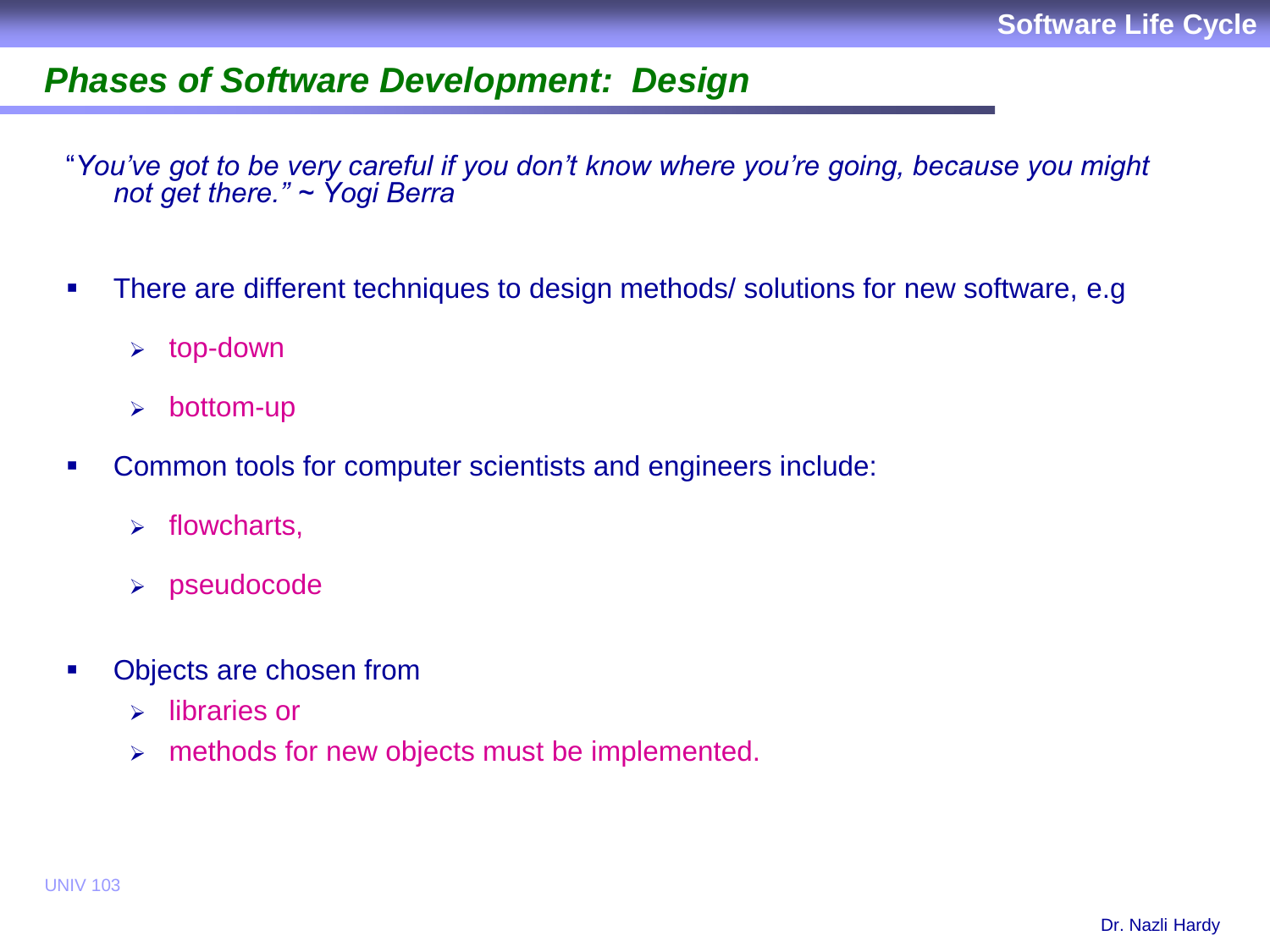## *Phases of Software Development: Design*

"*You've got to be very careful if you don't know where you're going, because you might not get there." ~ Yogi Berra*

- There are different techniques to design methods/ solutions for new software, e.g
  - top-down
  - bottom-up
- Common tools for computer scientists and engineers include:
  - flowcharts,
  - pseudocode
- Objects are chosen from
  - libraries or
  - methods for new objects must be implemented.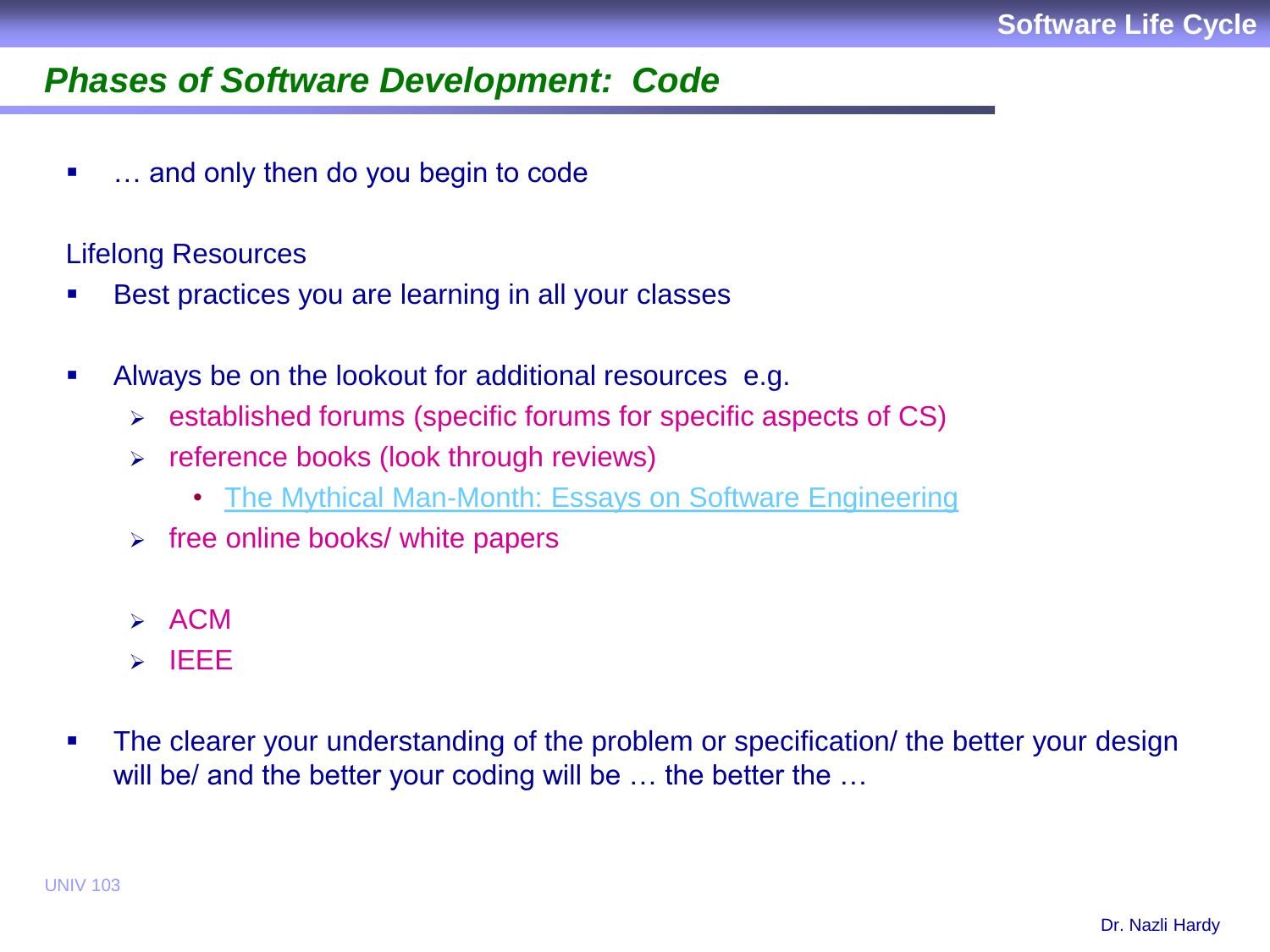## *Phases of Software Development: Code*

- … and only then do you begin to code

Lifelong Resources

- Best practices you are learning in all your classes

- Always be on the lookout for additional resources e.g.
  - established forums (specific forums for specific aspects of CS)
  - reference books (look through reviews)
    - The Mythical Man-Month: Essays on Software Engineering
  - free online books/ white papers

  - ACM
  - IEEE

- The clearer your understanding of the problem or specification/ the better your design will be/ and the better your coding will be … the better the …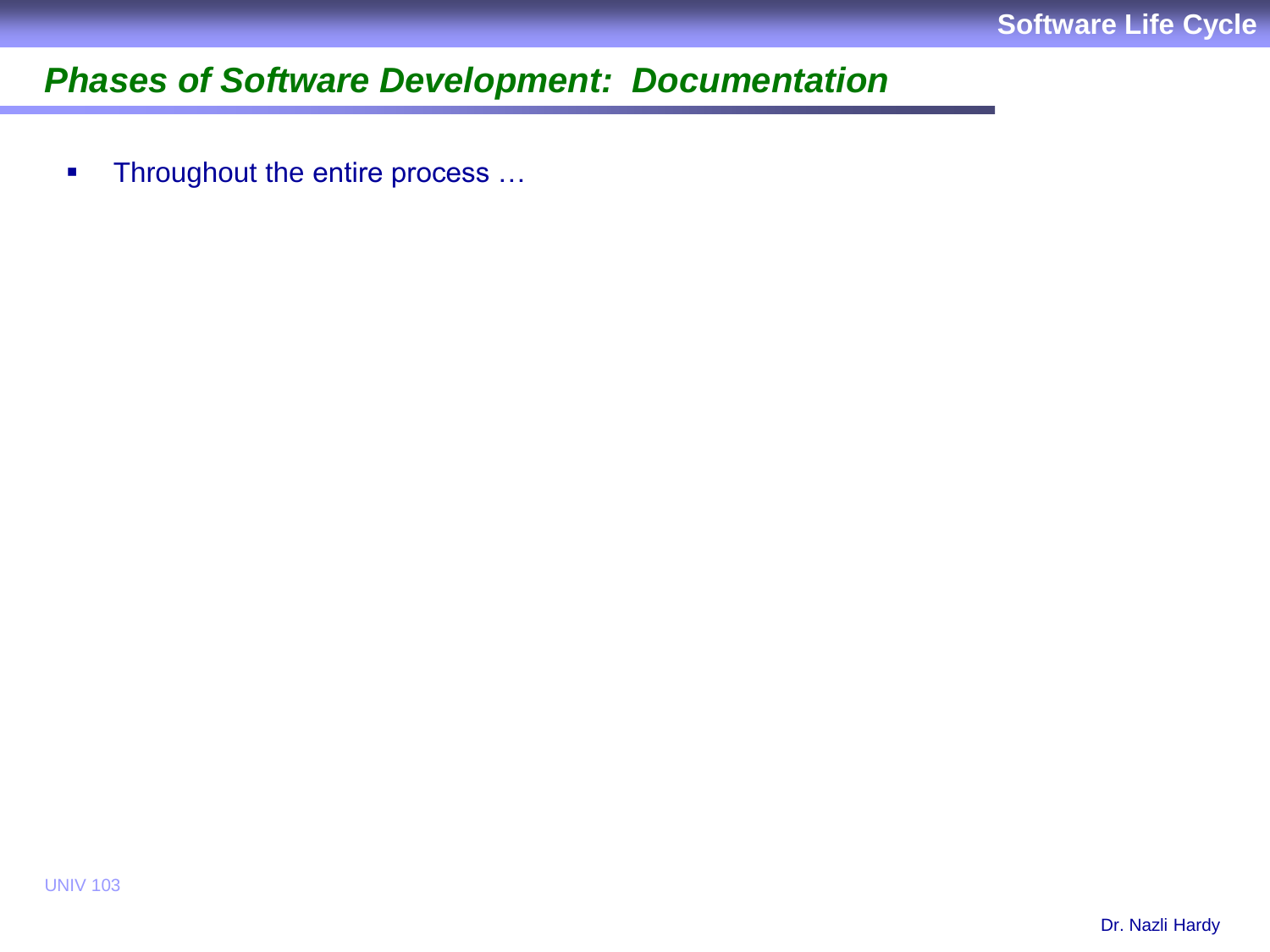## *Phases of Software Development: Documentation*

- Throughout the entire process …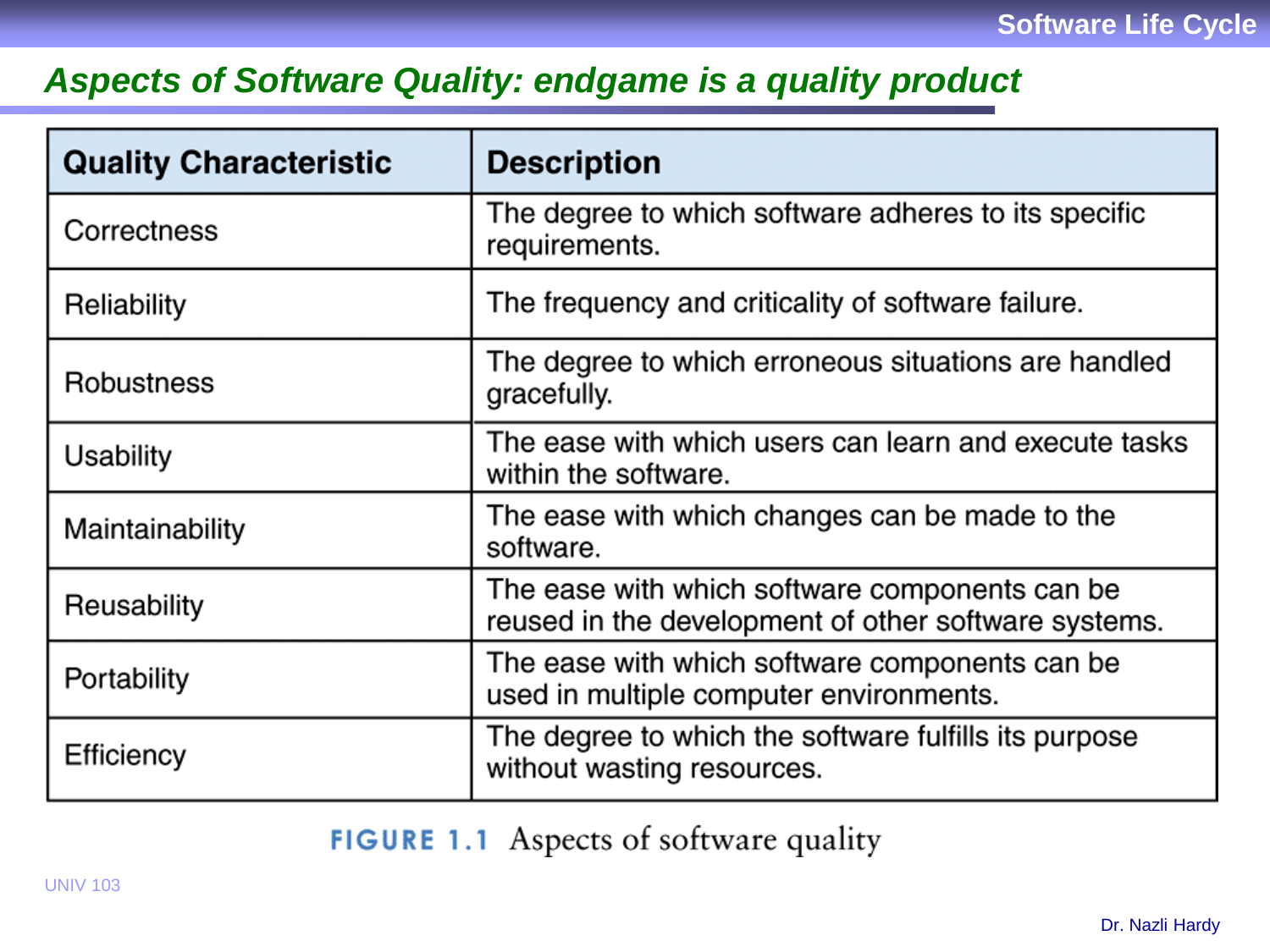## *Aspects of Software Quality: endgame is a quality product*

| Quality Characteristic | Description |
|---|---|
| Correctness | The degree to which software adheres to its specific requirements. |
| Reliability | The frequency and criticality of software failure. |
| Robustness | The degree to which erroneous situations are handled gracefully. |
| Usability | The ease with which users can learn and execute tasks within the software. |
| Maintainability | The ease with which changes can be made to the software. |
| Reusability | The ease with which software components can be reused in the development of other software systems. |
| Portability | The ease with which software components can be used in multiple computer environments. |
| Efficiency | The degree to which the software fulfills its purpose without wasting resources. |

**FIGURE 1.1** Aspects of software quality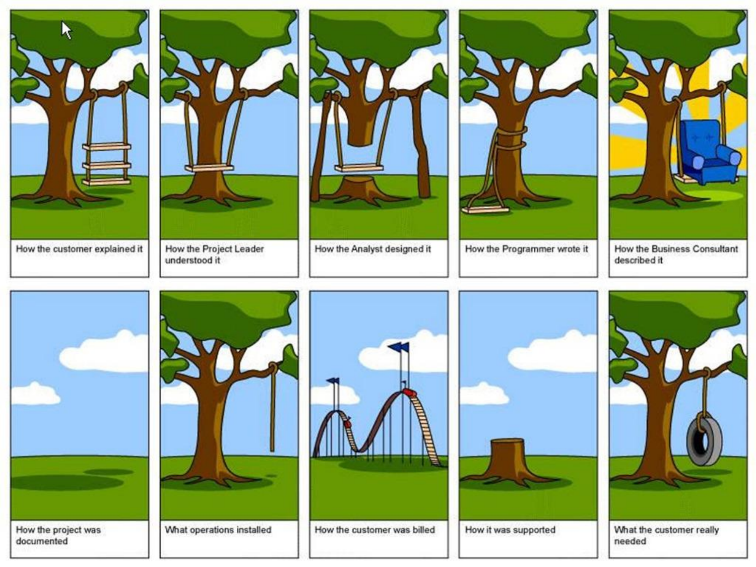How the customer explained it

How the Project Leader understood it

How the Analyst designed it

How the Programmer wrote it

How the Business Consultant described it

How the project was documented

What operations installed

How the customer was billed

How it was supported

What the customer really needed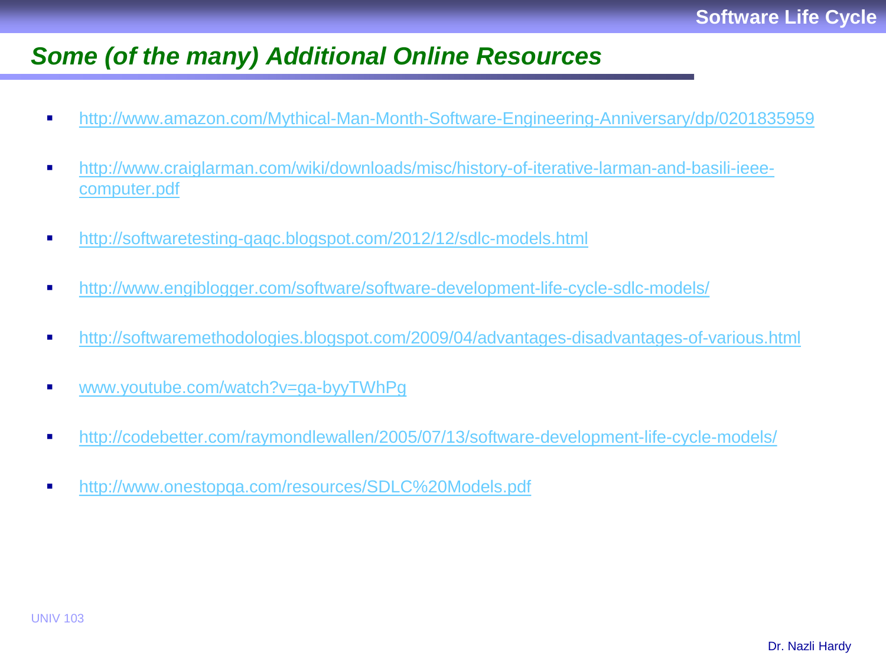## *Some (of the many) Additional Online Resources*

- http://www.amazon.com/Mythical-Man-Month-Software-Engineering-Anniversary/dp/0201835959
- http://www.craiglarman.com/wiki/downloads/misc/history-of-iterative-larman-and-basili-ieee-computer.pdf
- http://softwaretesting-qaqc.blogspot.com/2012/12/sdlc-models.html
- http://www.engiblogger.com/software/software-development-life-cycle-sdlc-models/
- http://softwaremethodologies.blogspot.com/2009/04/advantages-disadvantages-of-various.html
- www.youtube.com/watch?v=ga-byyTWhPg
- http://codebetter.com/raymondlewallen/2005/07/13/software-development-life-cycle-models/
- http://www.onestopqa.com/resources/SDLC%20Models.pdf